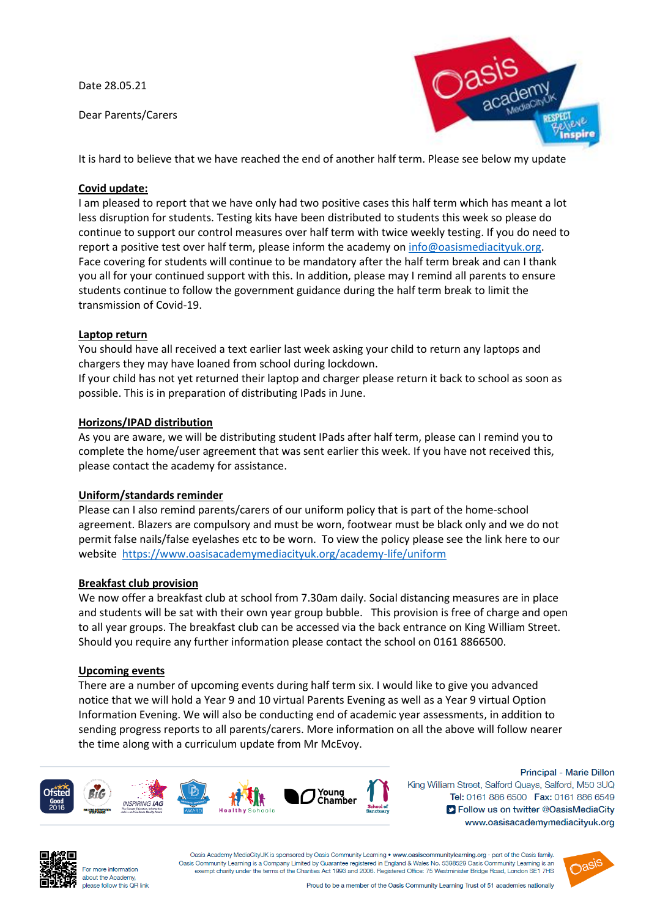Date 28.05.21

Dear Parents/Carers

It is hard to believe that we have reached the end of another half term. Please see below my update

## Covid update:

I am pleased to report that we have only had two positive cases this half term which has meant a lot less disruption for students. Testing kits have been distributed to students this week so please do continue to support our control measures over half term with twice weekly testing. If you do need to report a positive test over half term, please inform the academy on info@oasismediacityuk.org. Face covering for students will continue to be mandatory after the half term break and can I thank you all for your continued support with this. In addition, please may I remind all parents to ensure students continue to follow the government guidance during the half term break to limit the transmission of Covid-19.

## Laptop return

You should have all received a text earlier last week asking your child to return any laptops and chargers they may have loaned from school during lockdown.

If your child has not yet returned their laptop and charger please return it back to school as soon as possible. This is in preparation of distributing IPads in June.

## Horizons/IPAD distribution

As you are aware, we will be distributing student IPads after half term, please can I remind you to complete the home/user agreement that was sent earlier this week. If you have not received this, please contact the academy for assistance.

## Uniform/standards reminder

Please can I also remind parents/carers of our uniform policy that is part of the home-school agreement. Blazers are compulsory and must be worn, footwear must be black only and we do not permit false nails/false eyelashes etc to be worn. To view the policy please see the link here to our website https://www.oasisacademymediacityuk.org/academy-life/uniform

## Breakfast club provision

We now offer a breakfast club at school from 7.30am daily. Social distancing measures are in place and students will be sat with their own year group bubble. This provision is free of charge and open to all year groups. The breakfast club can be accessed via the back entrance on King William Street. Should you require any further information please contact the school on 0161 8866500.

## Upcoming events

There are a number of upcoming events during half term six. I would like to give you advanced notice that we will hold a Year 9 and 10 virtual Parents Evening as well as a Year 9 virtual Option Information Evening. We will also be conducting end of academic year assessments, in addition to sending progress reports to all parents/carers. More information on all the above will follow nearer the time along with a curriculum update from Mr McEvoy.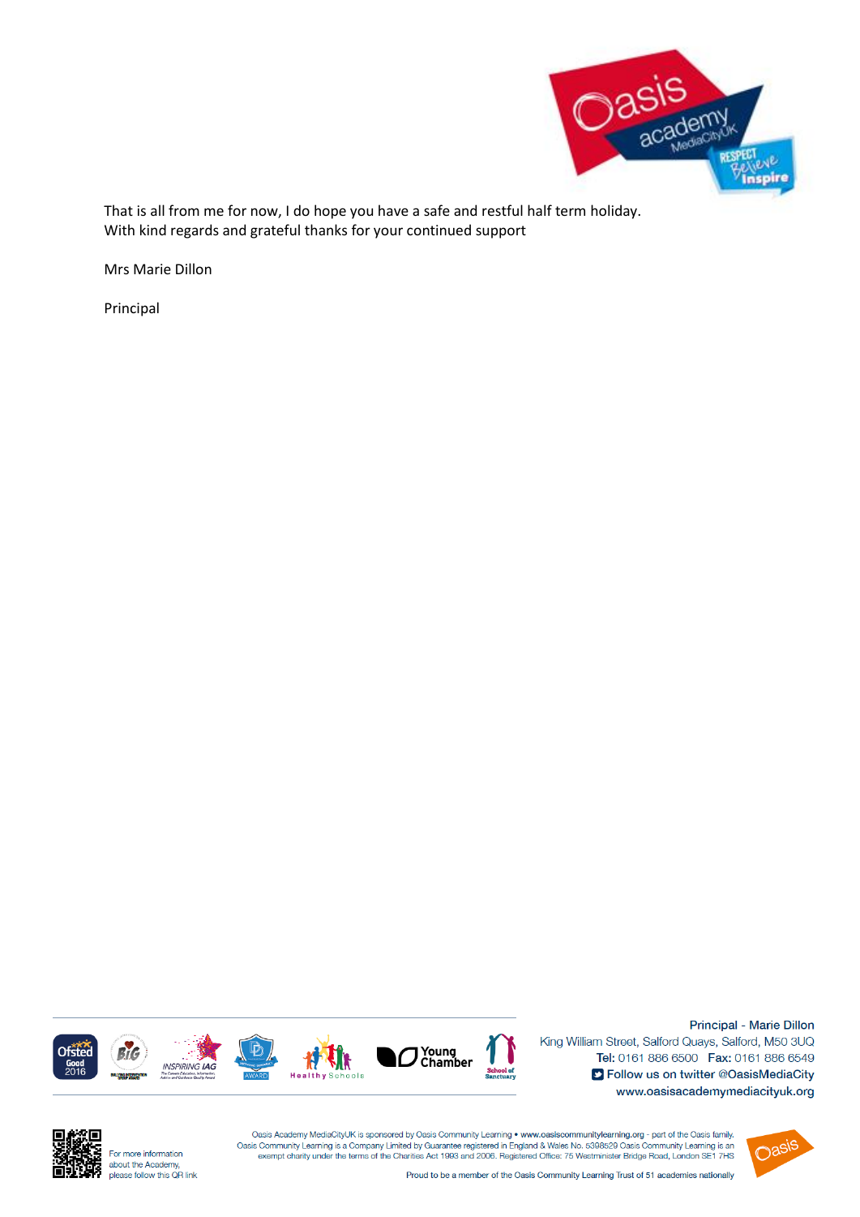That is all from me for now, I do hope you have a safe and restful half term holiday.
With kind regards and grateful thanks for your continued support

Mrs Marie Dillon

Principal

Principal - Marie Dillon
King William Street, Salford Quays, Salford, M50 3UQ
**Tel:** 0161 886 6500 **Fax:** 0161 886 6549
Follow us on twitter @OasisMediaCity
www.oasisacademymediacityuk.org

For more information about the Academy, please follow this QR link

Oasis Academy MediaCityUK is sponsored by Oasis Community Learning • www.oasiscommunitylearning.org - part of the Oasis family.
Oasis Community Learning is a Company Limited by Guarantee registered in England & Wales No. 5398529 Oasis Community Learning is an exempt charity under the terms of the Charities Act 1993 and 2006. Registered Office: 75 Westminster Bridge Road, London SE1 7HS

Proud to be a member of the Oasis Community Learning Trust of 51 academies nationally